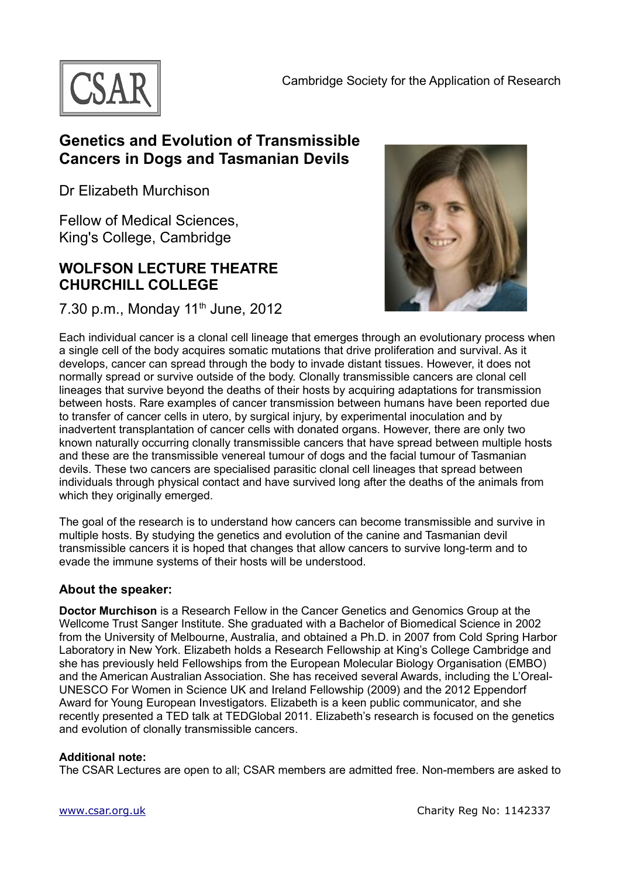CSAR

Cambridge Society for the Application of Research

# Genetics and Evolution of Transmissible Cancers in Dogs and Tasmanian Devils

Dr Elizabeth Murchison

Fellow of Medical Sciences,
King's College, Cambridge

## WOLFSON LECTURE THEATRE CHURCHILL COLLEGE

7.30 p.m., Monday 11th June, 2012

Each individual cancer is a clonal cell lineage that emerges through an evolutionary process when a single cell of the body acquires somatic mutations that drive proliferation and survival. As it develops, cancer can spread through the body to invade distant tissues. However, it does not normally spread or survive outside of the body. Clonally transmissible cancers are clonal cell lineages that survive beyond the deaths of their hosts by acquiring adaptations for transmission between hosts. Rare examples of cancer transmission between humans have been reported due to transfer of cancer cells in utero, by surgical injury, by experimental inoculation and by inadvertent transplantation of cancer cells with donated organs. However, there are only two known naturally occurring clonally transmissible cancers that have spread between multiple hosts and these are the transmissible venereal tumour of dogs and the facial tumour of Tasmanian devils. These two cancers are specialised parasitic clonal cell lineages that spread between individuals through physical contact and have survived long after the deaths of the animals from which they originally emerged.

The goal of the research is to understand how cancers can become transmissible and survive in multiple hosts. By studying the genetics and evolution of the canine and Tasmanian devil transmissible cancers it is hoped that changes that allow cancers to survive long-term and to evade the immune systems of their hosts will be understood.

### About the speaker:

**Doctor Murchison** is a Research Fellow in the Cancer Genetics and Genomics Group at the Wellcome Trust Sanger Institute. She graduated with a Bachelor of Biomedical Science in 2002 from the University of Melbourne, Australia, and obtained a Ph.D. in 2007 from Cold Spring Harbor Laboratory in New York. Elizabeth holds a Research Fellowship at King's College Cambridge and she has previously held Fellowships from the European Molecular Biology Organisation (EMBO) and the American Australian Association. She has received several Awards, including the L'Oreal-UNESCO For Women in Science UK and Ireland Fellowship (2009) and the 2012 Eppendorf Award for Young European Investigators. Elizabeth is a keen public communicator, and she recently presented a TED talk at TEDGlobal 2011. Elizabeth's research is focused on the genetics and evolution of clonally transmissible cancers.

#### Additional note:

The CSAR Lectures are open to all; CSAR members are admitted free. Non-members are asked to

www.csar.org.uk

Charity Reg No: 1142337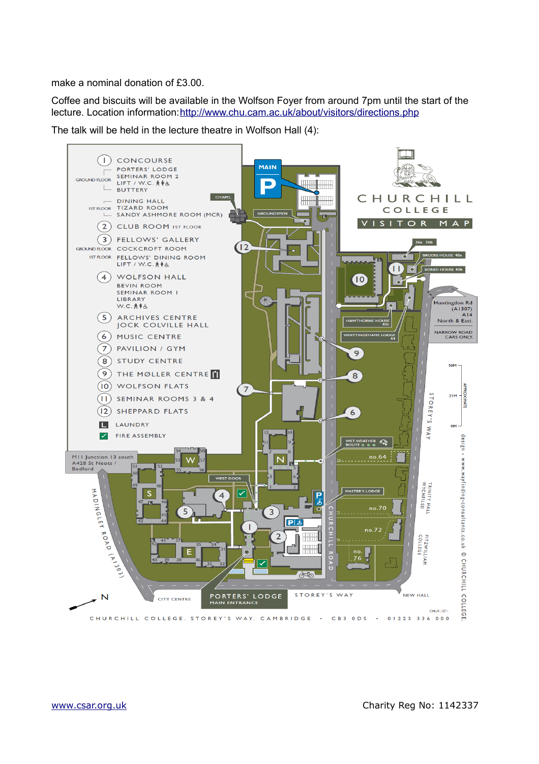make a nominal donation of £3.00.

Coffee and biscuits will be available in the Wolfson Foyer from around 7pm until the start of the lecture. Location information: http://www.chu.cam.ac.uk/about/visitors/directions.php

The talk will be held in the lecture theatre in Wolfson Hall (4):

CHURCHILL COLLEGE

VISITOR MAP

1 CONCOURSE
GROUND FLOOR: PORTERS' LODGE, SEMINAR ROOM 2, LIFT / W.C., BUTTERY
1ST FLOOR: DINING HALL, TIZARD ROOM, SANDY ASHMORE ROOM (MCR)

2 CLUB ROOM 1ST FLOOR

3 FELLOWS' GALLERY
GROUND FLOOR: COCKCROFT ROOM
1ST FLOOR: FELLOWS' DINING ROOM, LIFT / W.C.

4 WOLFSON HALL
BEVIN ROOM
SEMINAR ROOM 1
LIBRARY
W.C.

5 ARCHIVES CENTRE
JOCK COLVILLE HALL

6 MUSIC CENTRE

7 PAVILION / GYM

8 STUDY CENTRE

9 THE MØLLER CENTRE

10 WOLFSON FLATS

11 SEMINAR ROOMS 3 & 4

12 SHEPPARD FLATS

L LAUNDRY

FIRE ASSEMBLY

MAIN P

CHAPEL

GROUNDSMEN

36a 36b

BROERS HOUSE 40a

BONDI HOUSE 40b

HAWTHORNE HOUSE 40c

WHITTINGEHAME LODGE 44

Huntingdon Rd (A1307) A14 North & East.

NARROW ROAD CARS ONLY.

50M 25M 0M APPROXIMATE

STOREY'S WAY

WET WEATHER ROUTE

no.64

MASTER'S LODGE

no.70

no.72

no.76

TRINITY HALL WYCHFIELD

FITZWILLIAM COLLEGE

CHURCHILL ROAD

M11 Junction 13 south A428 St Neots / Bedford

MADINGLEY ROAD (A1303)

WEST DOOR

W N S E

N

CITY CENTRE

PORTERS' LODGE MAIN ENTRANCE

STOREY'S WAY

NEW HALL

CHURCHILL COLLEGE. STOREY'S WAY. CAMBRIDGE • CB3 0DS • 01223 336 000

design - www.wayfinding-consultants.co.uk © CHURCHILL COLLEGE.

CHUR | 07.1

www.csar.org.uk

Charity Reg No: 1142337